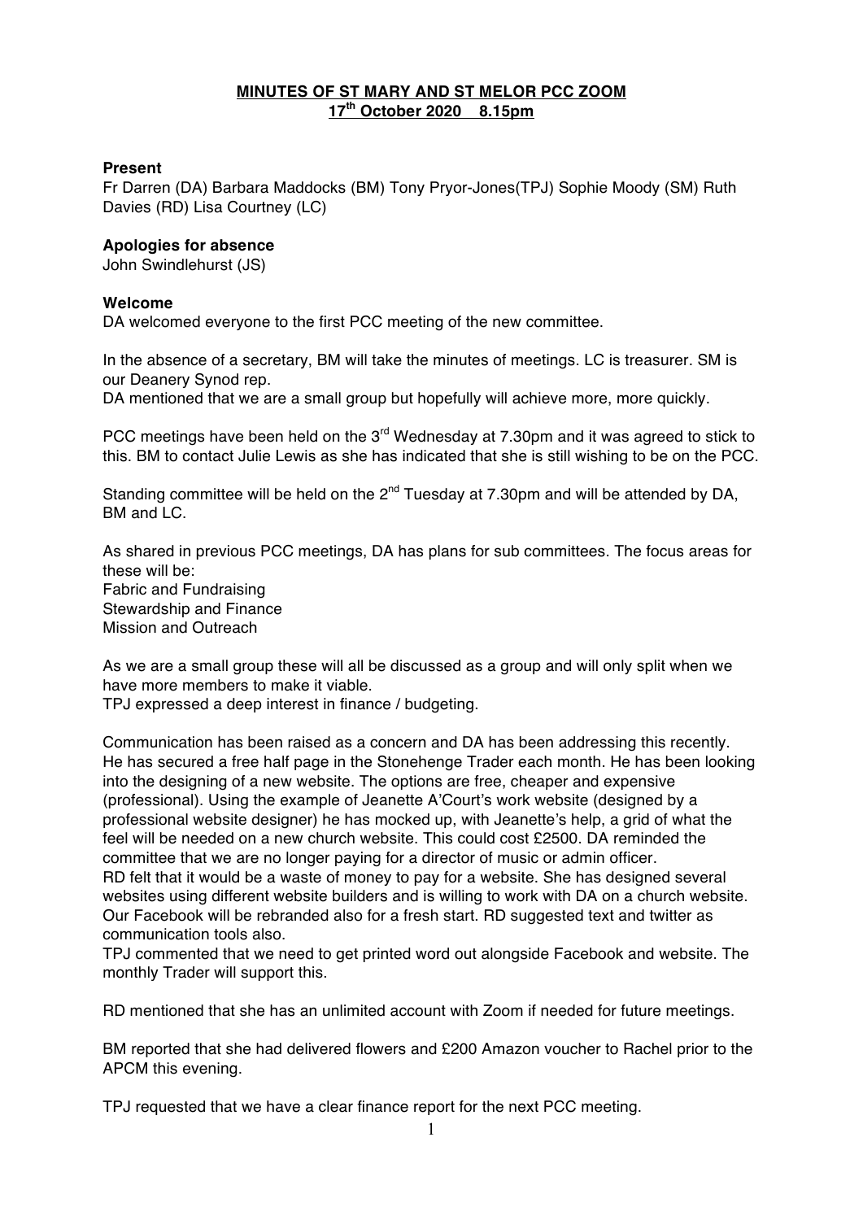# MINUTES OF ST MARY AND ST MELOR PCC ZOOM
## 17th October 2020 8.15pm

**Present**

Fr Darren (DA) Barbara Maddocks (BM) Tony Pryor-Jones(TPJ) Sophie Moody (SM) Ruth Davies (RD) Lisa Courtney (LC)

**Apologies for absence**

John Swindlehurst (JS)

**Welcome**

DA welcomed everyone to the first PCC meeting of the new committee.

In the absence of a secretary, BM will take the minutes of meetings. LC is treasurer. SM is our Deanery Synod rep.

DA mentioned that we are a small group but hopefully will achieve more, more quickly.

PCC meetings have been held on the 3rd Wednesday at 7.30pm and it was agreed to stick to this. BM to contact Julie Lewis as she has indicated that she is still wishing to be on the PCC.

Standing committee will be held on the 2nd Tuesday at 7.30pm and will be attended by DA, BM and LC.

As shared in previous PCC meetings, DA has plans for sub committees. The focus areas for these will be:

Fabric and Fundraising
Stewardship and Finance
Mission and Outreach

As we are a small group these will all be discussed as a group and will only split when we have more members to make it viable.

TPJ expressed a deep interest in finance / budgeting.

Communication has been raised as a concern and DA has been addressing this recently. He has secured a free half page in the Stonehenge Trader each month. He has been looking into the designing of a new website. The options are free, cheaper and expensive (professional). Using the example of Jeanette A'Court's work website (designed by a professional website designer) he has mocked up, with Jeanette's help, a grid of what the feel will be needed on a new church website. This could cost £2500. DA reminded the committee that we are no longer paying for a director of music or admin officer.

RD felt that it would be a waste of money to pay for a website. She has designed several websites using different website builders and is willing to work with DA on a church website. Our Facebook will be rebranded also for a fresh start. RD suggested text and twitter as communication tools also.

TPJ commented that we need to get printed word out alongside Facebook and website. The monthly Trader will support this.

RD mentioned that she has an unlimited account with Zoom if needed for future meetings.

BM reported that she had delivered flowers and £200 Amazon voucher to Rachel prior to the APCM this evening.

TPJ requested that we have a clear finance report for the next PCC meeting.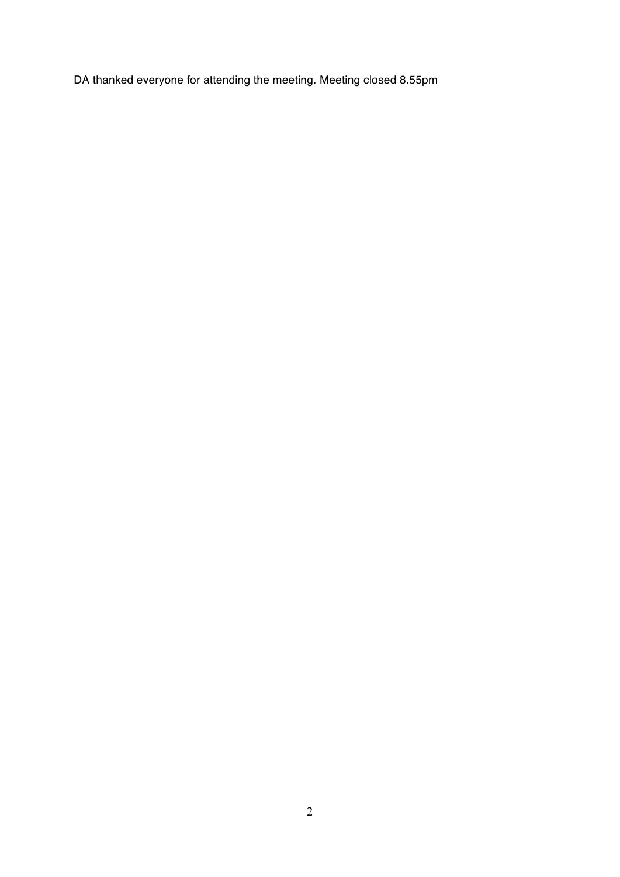DA thanked everyone for attending the meeting. Meeting closed 8.55pm